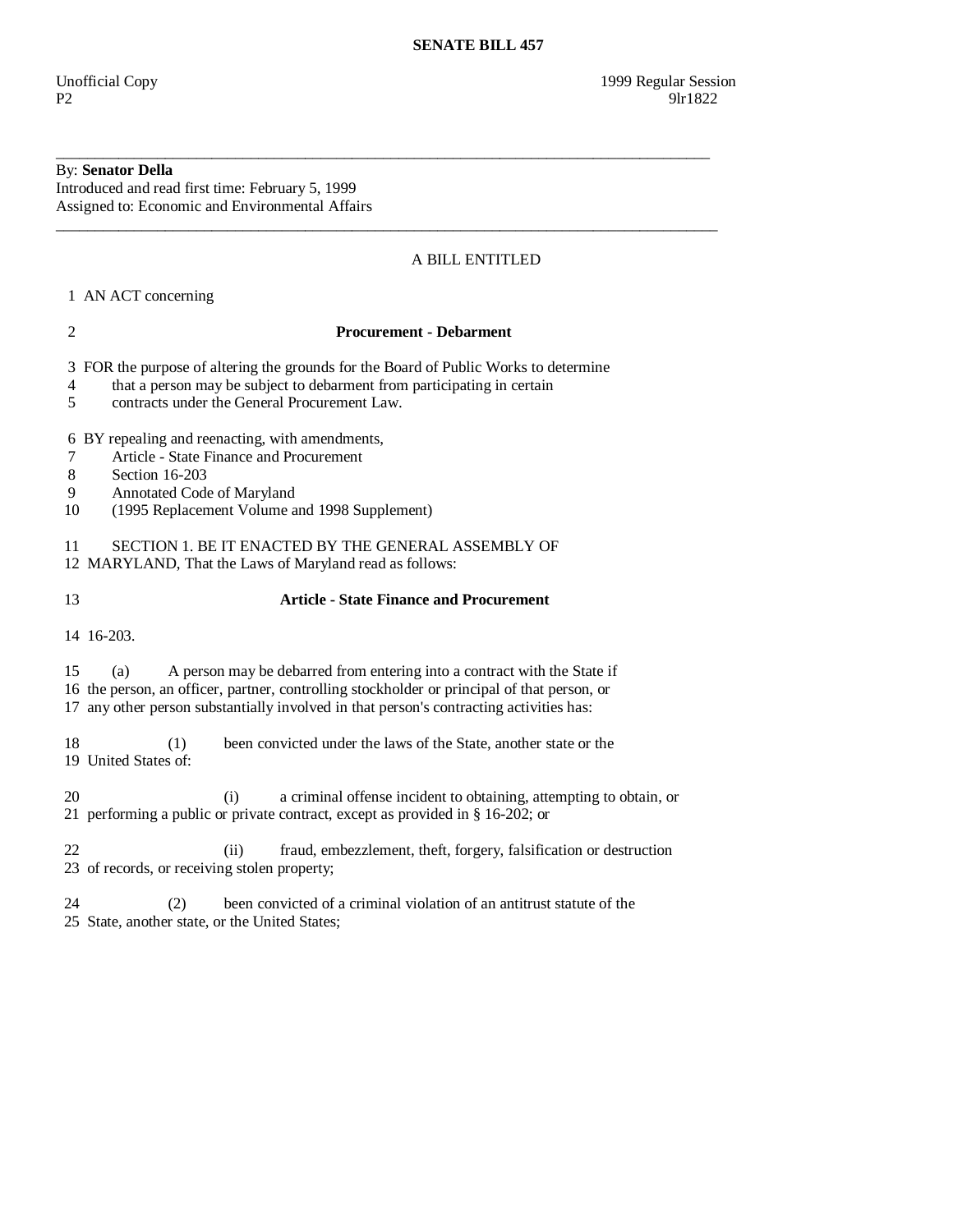**SENATE BILL 457**

Unofficial Copy 1999 Regular Session
P2 9lr1822

---

By: **Senator Della**
Introduced and read first time: February 5, 1999
Assigned to: Economic and Environmental Affairs

---

A BILL ENTITLED

1 AN ACT concerning

2 **Procurement - Debarment**

3 FOR the purpose of altering the grounds for the Board of Public Works to determine
4 that a person may be subject to debarment from participating in certain
5 contracts under the General Procurement Law.

6 BY repealing and reenacting, with amendments,
7 Article - State Finance and Procurement
8 Section 16-203
9 Annotated Code of Maryland
10 (1995 Replacement Volume and 1998 Supplement)

11 SECTION 1. BE IT ENACTED BY THE GENERAL ASSEMBLY OF
12 MARYLAND, That the Laws of Maryland read as follows:

13 **Article - State Finance and Procurement**

14 16-203.

15 (a) A person may be debarred from entering into a contract with the State if
16 the person, an officer, partner, controlling stockholder or principal of that person, or
17 any other person substantially involved in that person's contracting activities has:

18 (1) been convicted under the laws of the State, another state or the
19 United States of:

20 (i) a criminal offense incident to obtaining, attempting to obtain, or
21 performing a public or private contract, except as provided in § 16-202; or

22 (ii) fraud, embezzlement, theft, forgery, falsification or destruction
23 of records, or receiving stolen property;

24 (2) been convicted of a criminal violation of an antitrust statute of the
25 State, another state, or the United States;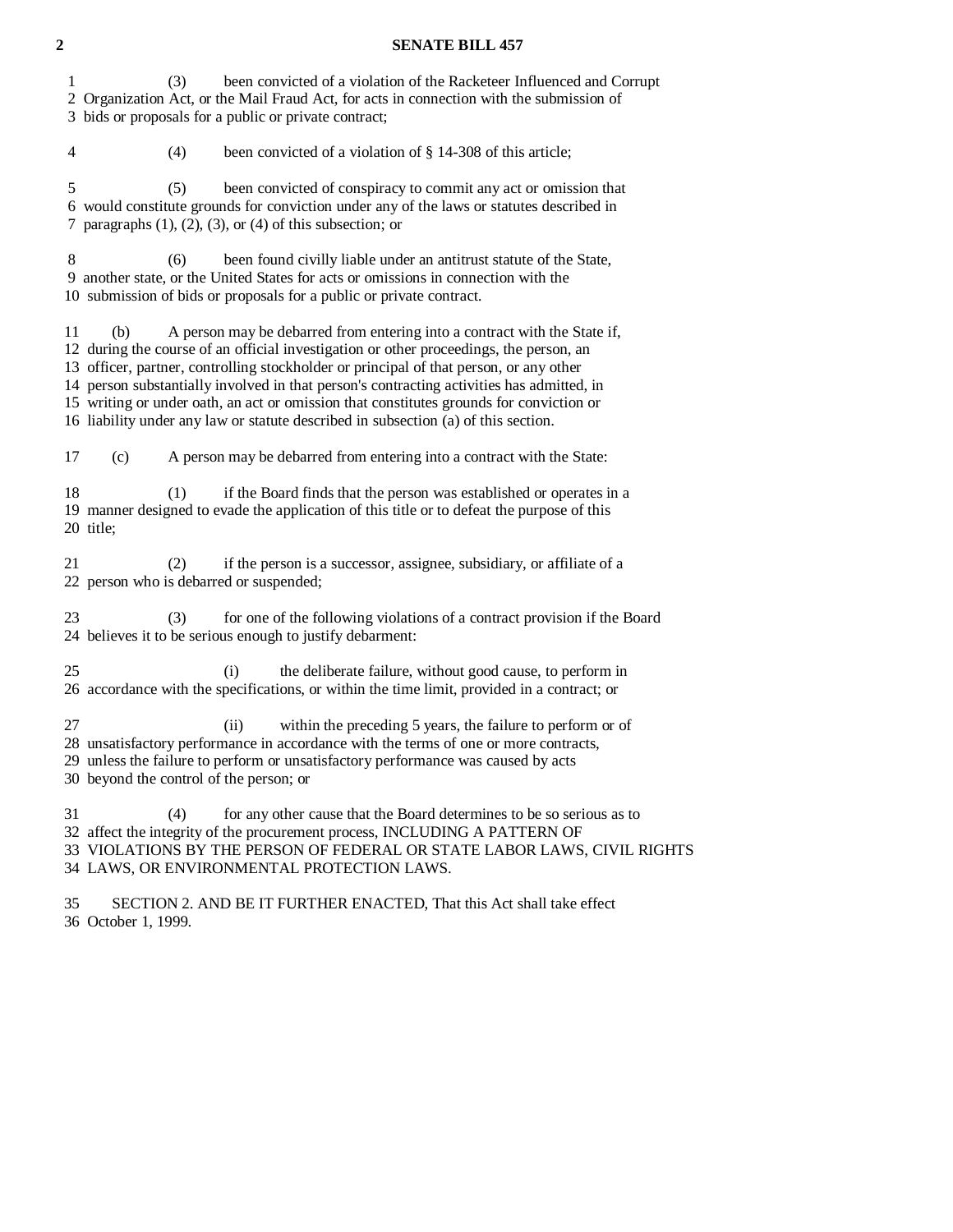(3) been convicted of a violation of the Racketeer Influenced and Corrupt Organization Act, or the Mail Fraud Act, for acts in connection with the submission of bids or proposals for a public or private contract;

(4) been convicted of a violation of § 14-308 of this article;

(5) been convicted of conspiracy to commit any act or omission that would constitute grounds for conviction under any of the laws or statutes described in paragraphs (1), (2), (3), or (4) of this subsection; or

(6) been found civilly liable under an antitrust statute of the State, another state, or the United States for acts or omissions in connection with the submission of bids or proposals for a public or private contract.

(b) A person may be debarred from entering into a contract with the State if, during the course of an official investigation or other proceedings, the person, an officer, partner, controlling stockholder or principal of that person, or any other person substantially involved in that person's contracting activities has admitted, in writing or under oath, an act or omission that constitutes grounds for conviction or liability under any law or statute described in subsection (a) of this section.

(c) A person may be debarred from entering into a contract with the State:

(1) if the Board finds that the person was established or operates in a manner designed to evade the application of this title or to defeat the purpose of this title;

(2) if the person is a successor, assignee, subsidiary, or affiliate of a person who is debarred or suspended;

(3) for one of the following violations of a contract provision if the Board believes it to be serious enough to justify debarment:

(i) the deliberate failure, without good cause, to perform in accordance with the specifications, or within the time limit, provided in a contract; or

(ii) within the preceding 5 years, the failure to perform or of unsatisfactory performance in accordance with the terms of one or more contracts, unless the failure to perform or unsatisfactory performance was caused by acts beyond the control of the person; or

(4) for any other cause that the Board determines to be so serious as to affect the integrity of the procurement process, INCLUDING A PATTERN OF VIOLATIONS BY THE PERSON OF FEDERAL OR STATE LABOR LAWS, CIVIL RIGHTS LAWS, OR ENVIRONMENTAL PROTECTION LAWS.

SECTION 2. AND BE IT FURTHER ENACTED, That this Act shall take effect October 1, 1999.